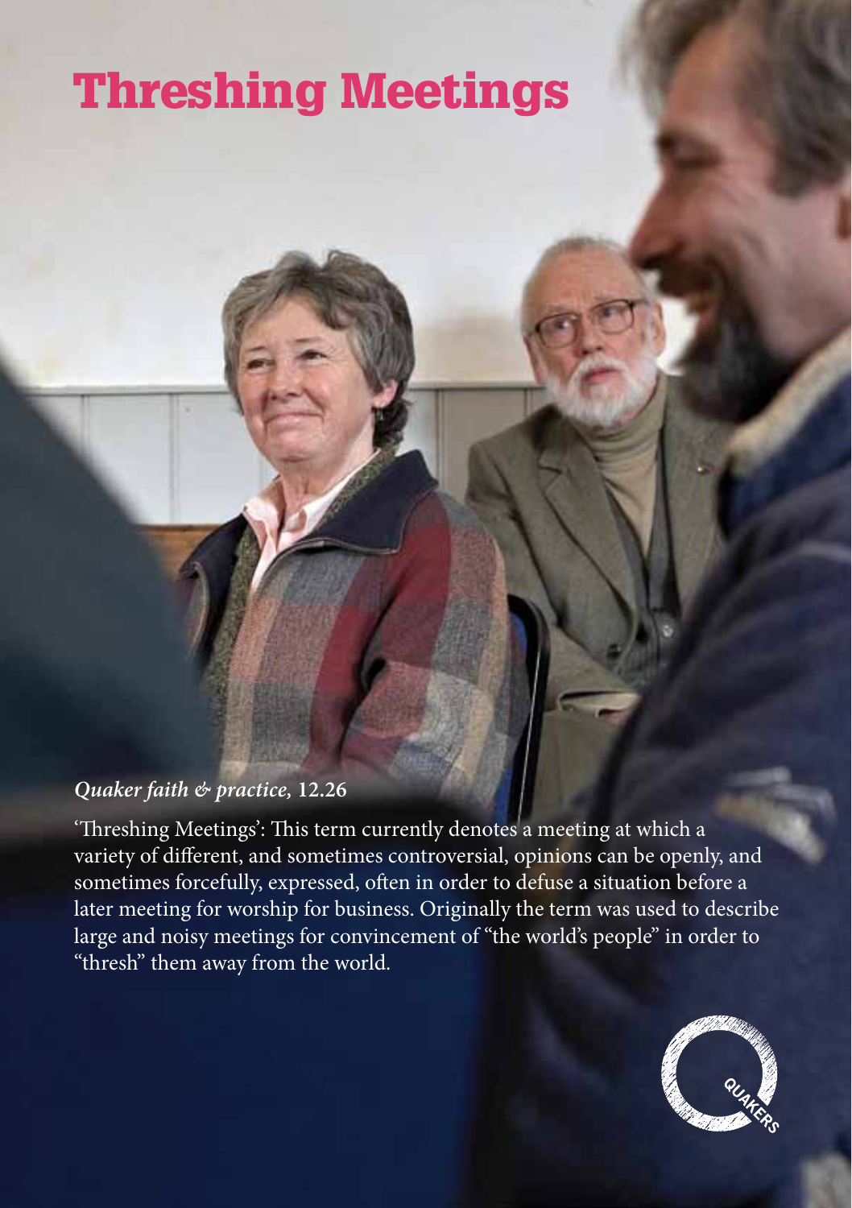# Threshing Meetings

***Quaker faith & practice,* 12.26**

'Threshing Meetings': This term currently denotes a meeting at which a variety of different, and sometimes controversial, opinions can be openly, and sometimes forcefully, expressed, often in order to defuse a situation before a later meeting for worship for business. Originally the term was used to describe large and noisy meetings for convincement of "the world's people" in order to "thresh" them away from the world.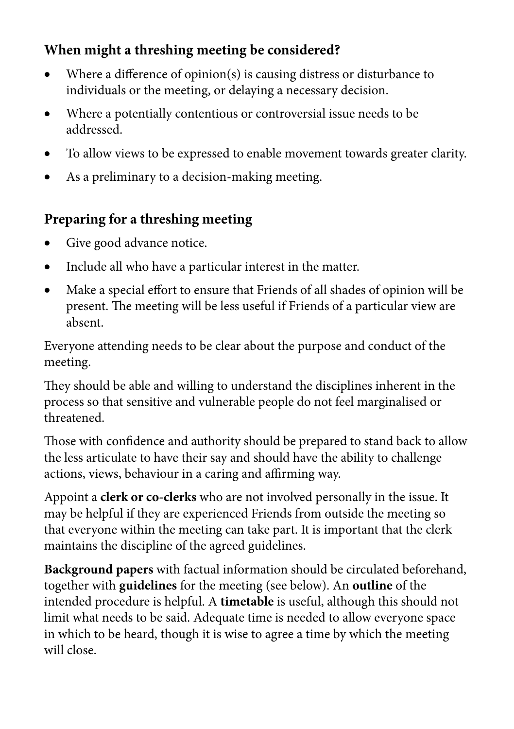## When might a threshing meeting be considered?

- Where a difference of opinion(s) is causing distress or disturbance to individuals or the meeting, or delaying a necessary decision.
- Where a potentially contentious or controversial issue needs to be addressed.
- To allow views to be expressed to enable movement towards greater clarity.
- As a preliminary to a decision-making meeting.

## Preparing for a threshing meeting

- Give good advance notice.
- Include all who have a particular interest in the matter.
- Make a special effort to ensure that Friends of all shades of opinion will be present. The meeting will be less useful if Friends of a particular view are absent.

Everyone attending needs to be clear about the purpose and conduct of the meeting.

They should be able and willing to understand the disciplines inherent in the process so that sensitive and vulnerable people do not feel marginalised or threatened.

Those with confidence and authority should be prepared to stand back to allow the less articulate to have their say and should have the ability to challenge actions, views, behaviour in a caring and affirming way.

Appoint a **clerk or co-clerks** who are not involved personally in the issue. It may be helpful if they are experienced Friends from outside the meeting so that everyone within the meeting can take part. It is important that the clerk maintains the discipline of the agreed guidelines.

**Background papers** with factual information should be circulated beforehand, together with **guidelines** for the meeting (see below). An **outline** of the intended procedure is helpful. A **timetable** is useful, although this should not limit what needs to be said. Adequate time is needed to allow everyone space in which to be heard, though it is wise to agree a time by which the meeting will close.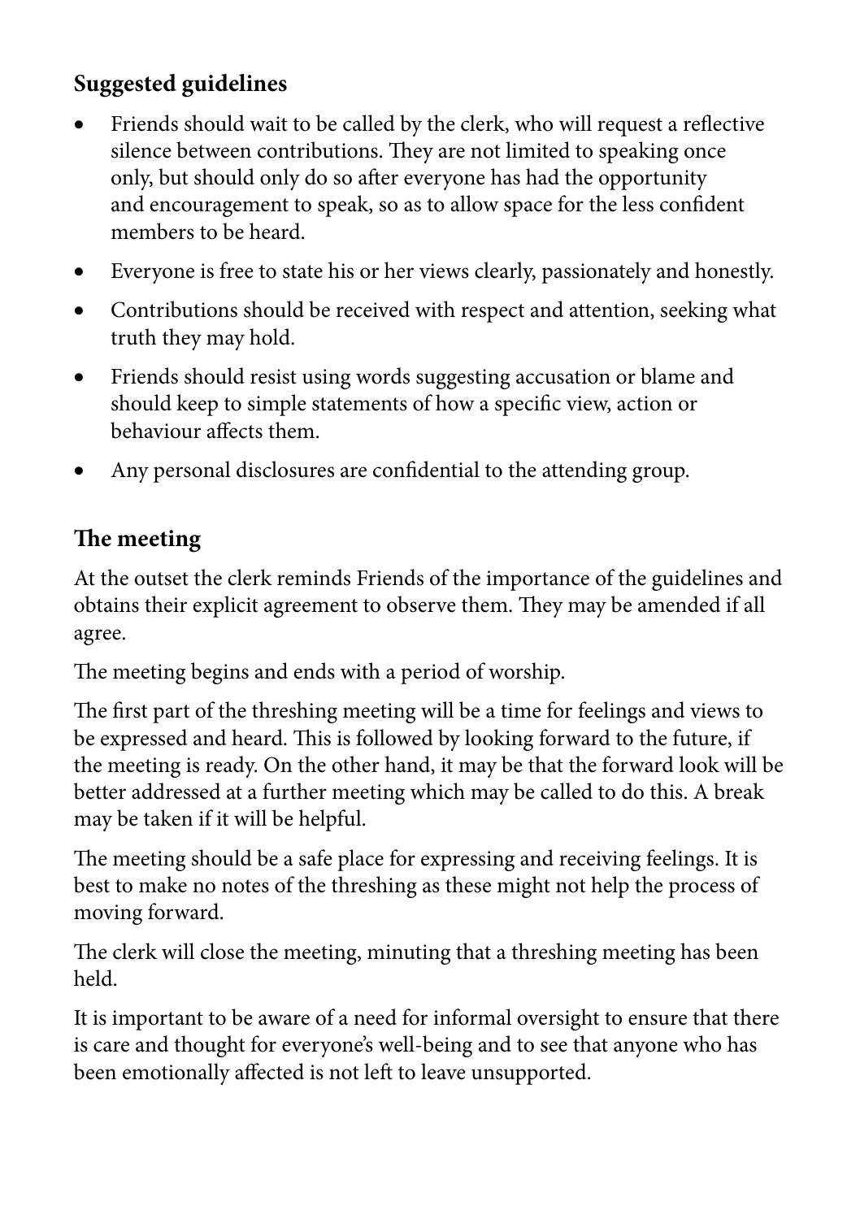## Suggested guidelines

- Friends should wait to be called by the clerk, who will request a reflective silence between contributions. They are not limited to speaking once only, but should only do so after everyone has had the opportunity and encouragement to speak, so as to allow space for the less confident members to be heard.
- Everyone is free to state his or her views clearly, passionately and honestly.
- Contributions should be received with respect and attention, seeking what truth they may hold.
- Friends should resist using words suggesting accusation or blame and should keep to simple statements of how a specific view, action or behaviour affects them.
- Any personal disclosures are confidential to the attending group.

## The meeting

At the outset the clerk reminds Friends of the importance of the guidelines and obtains their explicit agreement to observe them. They may be amended if all agree.

The meeting begins and ends with a period of worship.

The first part of the threshing meeting will be a time for feelings and views to be expressed and heard. This is followed by looking forward to the future, if the meeting is ready. On the other hand, it may be that the forward look will be better addressed at a further meeting which may be called to do this. A break may be taken if it will be helpful.

The meeting should be a safe place for expressing and receiving feelings. It is best to make no notes of the threshing as these might not help the process of moving forward.

The clerk will close the meeting, minuting that a threshing meeting has been held.

It is important to be aware of a need for informal oversight to ensure that there is care and thought for everyone's well-being and to see that anyone who has been emotionally affected is not left to leave unsupported.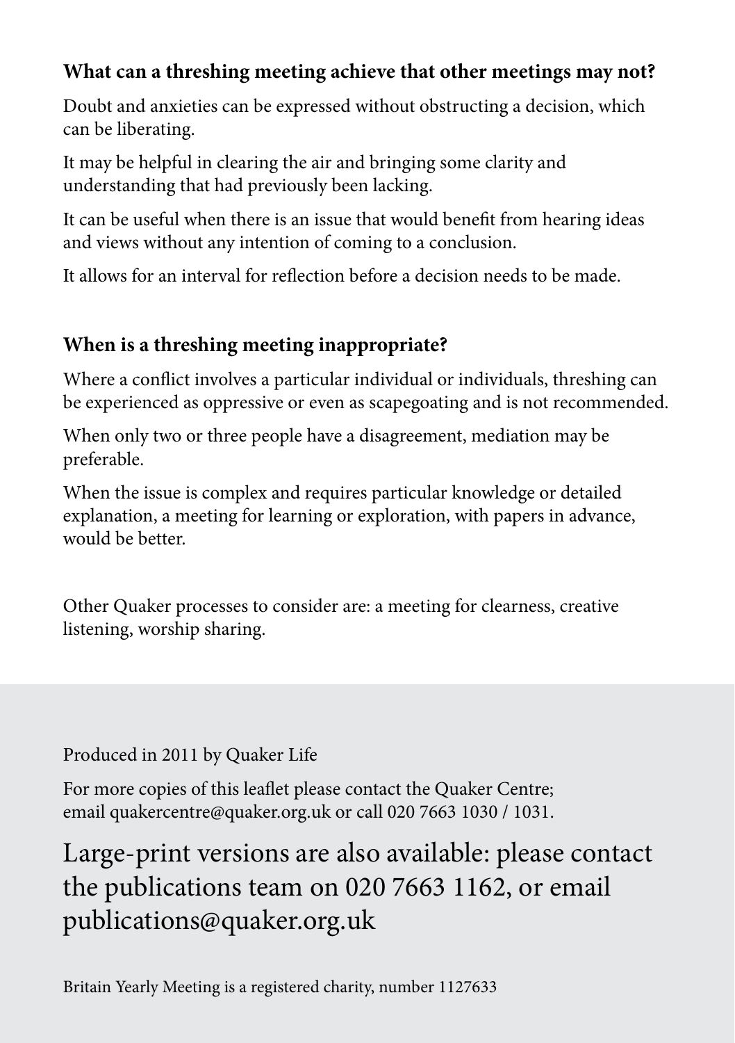## What can a threshing meeting achieve that other meetings may not?

Doubt and anxieties can be expressed without obstructing a decision, which can be liberating.

It may be helpful in clearing the air and bringing some clarity and understanding that had previously been lacking.

It can be useful when there is an issue that would benefit from hearing ideas and views without any intention of coming to a conclusion.

It allows for an interval for reflection before a decision needs to be made.

## When is a threshing meeting inappropriate?

Where a conflict involves a particular individual or individuals, threshing can be experienced as oppressive or even as scapegoating and is not recommended.

When only two or three people have a disagreement, mediation may be preferable.

When the issue is complex and requires particular knowledge or detailed explanation, a meeting for learning or exploration, with papers in advance, would be better.

Other Quaker processes to consider are: a meeting for clearness, creative listening, worship sharing.

Produced in 2011 by Quaker Life

For more copies of this leaflet please contact the Quaker Centre; email quakercentre@quaker.org.uk or call 020 7663 1030 / 1031.

Large-print versions are also available: please contact the publications team on 020 7663 1162, or email publications@quaker.org.uk

Britain Yearly Meeting is a registered charity, number 1127633